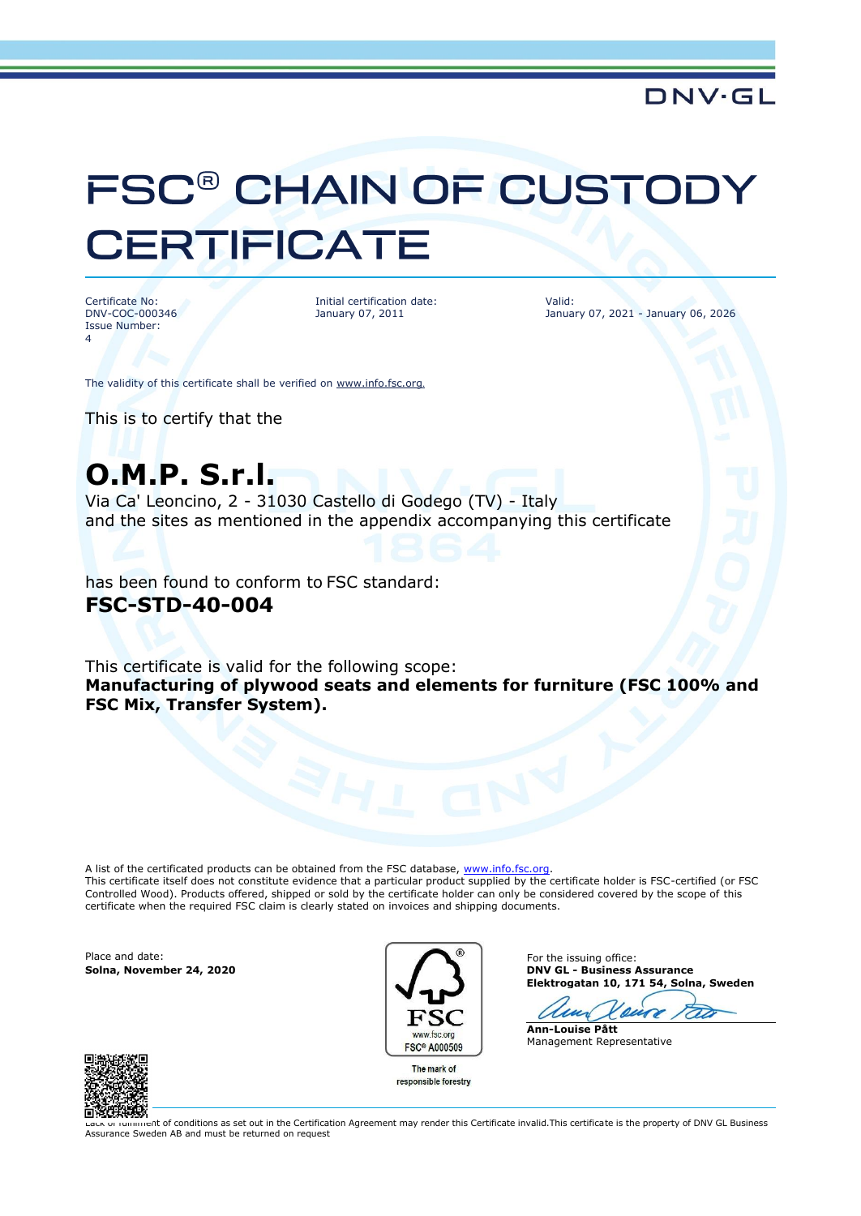DNV·GL

# FSC® CHAIN OF CUSTODY CERTIFICATE

Certificate No:
DNV-COC-000346
Issue Number:
4

Initial certification date:
January 07, 2011

Valid:
January 07, 2021 - January 06, 2026

The validity of this certificate shall be verified on www.info.fsc.org.

This is to certify that the

## O.M.P. S.r.l.

Via Ca' Leoncino, 2 - 31030 Castello di Godego (TV) - Italy
and the sites as mentioned in the appendix accompanying this certificate

has been found to conform to FSC standard:

**FSC-STD-40-004**

This certificate is valid for the following scope:
**Manufacturing of plywood seats and elements for furniture (FSC 100% and FSC Mix, Transfer System).**

A list of the certificated products can be obtained from the FSC database, www.info.fsc.org.
This certificate itself does not constitute evidence that a particular product supplied by the certificate holder is FSC-certified (or FSC Controlled Wood). Products offered, shipped or sold by the certificate holder can only be considered covered by the scope of this certificate when the required FSC claim is clearly stated on invoices and shipping documents.

Place and date:
**Solna, November 24, 2020**

FSC
www.fsc.org
FSC® A000509
The mark of responsible forestry

For the issuing office:
**DNV GL - Business Assurance**
**Elektrogatan 10, 171 54, Solna, Sweden**

**Ann-Louise Pått**
Management Representative

Lack of fulfilment of conditions as set out in the Certification Agreement may render this Certificate invalid.This certificate is the property of DNV GL Business Assurance Sweden AB and must be returned on request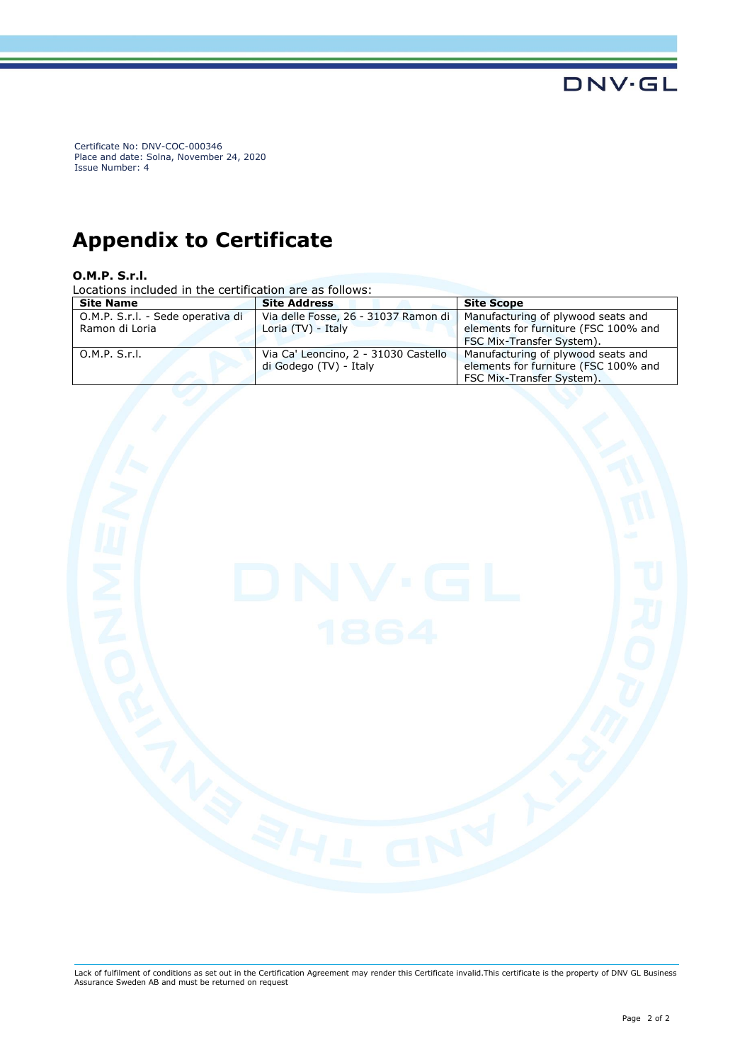Certificate No: DNV-COC-000346
Place and date: Solna, November 24, 2020
Issue Number: 4

# Appendix to Certificate

**O.M.P. S.r.l.**

Locations included in the certification are as follows:

| Site Name | Site Address | Site Scope |
|---|---|---|
| O.M.P. S.r.l. - Sede operativa di Ramon di Loria | Via delle Fosse, 26 - 31037 Ramon di Loria (TV) - Italy | Manufacturing of plywood seats and elements for furniture (FSC 100% and FSC Mix-Transfer System). |
| O.M.P. S.r.l. | Via Ca' Leoncino, 2 - 31030 Castello di Godego (TV) - Italy | Manufacturing of plywood seats and elements for furniture (FSC 100% and FSC Mix-Transfer System). |

Lack of fulfilment of conditions as set out in the Certification Agreement may render this Certificate invalid.This certificate is the property of DNV GL Business Assurance Sweden AB and must be returned on request